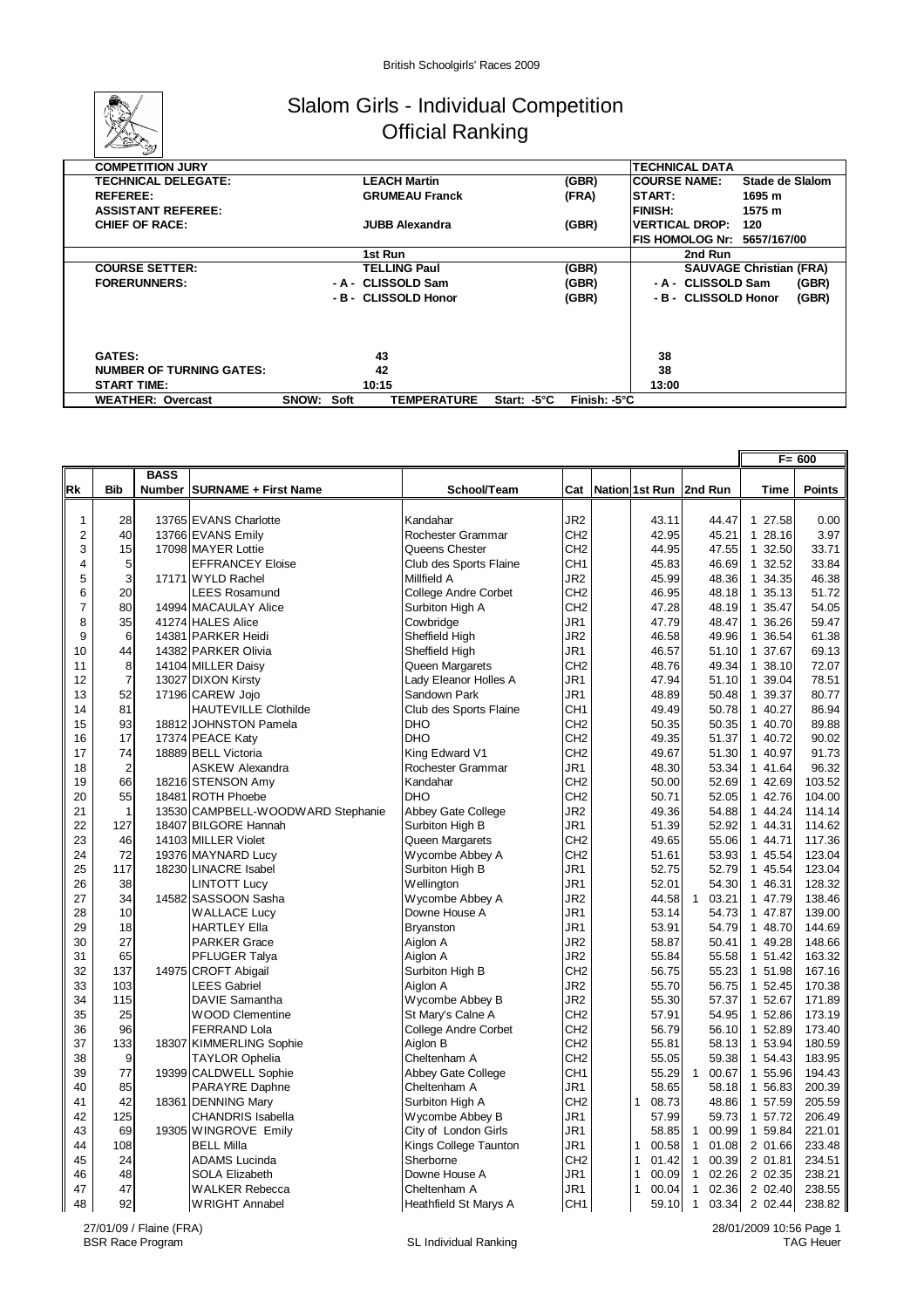British Schoolgirls' Races 2009

# Slalom Girls - Individual Competition
## Official Ranking

| COMPETITION JURY | | | TECHNICAL DATA | |
|---|---|---|---|---|
| TECHNICAL DELEGATE: | LEACH Martin | (GBR) | COURSE NAME: | Stade de Slalom |
| REFEREE: | GRUMEAU Franck | (FRA) | START: | 1695 m |
| ASSISTANT REFEREE: | | | FINISH: | 1575 m |
| CHIEF OF RACE: | JUBB Alexandra | (GBR) | VERTICAL DROP: | 120 |
| | | | FIS HOMOLOG Nr: | 5657/167/00 |
| | 1st Run | | 2nd Run | |
| COURSE SETTER: | TELLING Paul | (GBR) | SAUVAGE Christian (FRA) | |
| FORERUNNERS: | - A - CLISSOLD Sam | (GBR) | - A - CLISSOLD Sam | (GBR) |
| | - B - CLISSOLD Honor | (GBR) | - B - CLISSOLD Honor | (GBR) |
| GATES: | 43 | | 38 | |
| NUMBER OF TURNING GATES: | 42 | | 38 | |
| START TIME: | 10:15 | | 13:00 | |
| WEATHER: Overcast | SNOW: Soft | TEMPERATURE Start: -5°C | Finish: -5°C | |

F= 600

| Rk | Bib | BASS Number | SURNAME + First Name | School/Team | Cat | Nation | 1st Run | 2nd Run | Time | Points |
|---|---|---|---|---|---|---|---|---|---|---|
| 1 | 28 | 13765 | EVANS Charlotte | Kandahar | JR2 | | 43.11 | 44.47 | 1 27.58 | 0.00 |
| 2 | 40 | 13766 | EVANS Emily | Rochester Grammar | CH2 | | 42.95 | 45.21 | 1 28.16 | 3.97 |
| 3 | 15 | 17098 | MAYER Lottie | Queens Chester | CH2 | | 44.95 | 47.55 | 1 32.50 | 33.71 |
| 4 | 5 | | EFFRANCEY Eloise | Club des Sports Flaine | CH1 | | 45.83 | 46.69 | 1 32.52 | 33.84 |
| 5 | 3 | 17171 | WYLD Rachel | Millfield A | JR2 | | 45.99 | 48.36 | 1 34.35 | 46.38 |
| 6 | 20 | | LEES Rosamund | College Andre Corbet | CH2 | | 46.95 | 48.18 | 1 35.13 | 51.72 |
| 7 | 80 | 14994 | MACAULAY Alice | Surbiton High A | CH2 | | 47.28 | 48.19 | 1 35.47 | 54.05 |
| 8 | 35 | 41274 | HALES Alice | Cowbridge | JR1 | | 47.79 | 48.47 | 1 36.26 | 59.47 |
| 9 | 6 | 14381 | PARKER Heidi | Sheffield High | JR2 | | 46.58 | 49.96 | 1 36.54 | 61.38 |
| 10 | 44 | 14382 | PARKER Olivia | Sheffield High | JR1 | | 46.57 | 51.10 | 1 37.67 | 69.13 |
| 11 | 8 | 14104 | MILLER Daisy | Queen Margarets | CH2 | | 48.76 | 49.34 | 1 38.10 | 72.07 |
| 12 | 7 | 13027 | DIXON Kirsty | Lady Eleanor Holles A | JR1 | | 47.94 | 51.10 | 1 39.04 | 78.51 |
| 13 | 52 | 17196 | CAREW Jojo | Sandown Park | JR1 | | 48.89 | 50.48 | 1 39.37 | 80.77 |
| 14 | 81 | | HAUTEVILLE Clothilde | Club des Sports Flaine | CH1 | | 49.49 | 50.78 | 1 40.27 | 86.94 |
| 15 | 93 | 18812 | JOHNSTON Pamela | DHO | CH2 | | 50.35 | 50.35 | 1 40.70 | 89.88 |
| 16 | 17 | 17374 | PEACE Katy | DHO | CH2 | | 49.35 | 51.37 | 1 40.72 | 90.02 |
| 17 | 74 | 18889 | BELL Victoria | King Edward V1 | CH2 | | 49.67 | 51.30 | 1 40.97 | 91.73 |
| 18 | 2 | | ASKEW Alexandra | Rochester Grammar | JR1 | | 48.30 | 53.34 | 1 41.64 | 96.32 |
| 19 | 66 | 18216 | STENSON Amy | Kandahar | CH2 | | 50.00 | 52.69 | 1 42.69 | 103.52 |
| 20 | 55 | 18481 | ROTH Phoebe | DHO | CH2 | | 50.71 | 52.05 | 1 42.76 | 104.00 |
| 21 | 1 | 13530 | CAMPBELL-WOODWARD Stephanie | Abbey Gate College | JR2 | | 49.36 | 54.88 | 1 44.24 | 114.14 |
| 22 | 127 | 18407 | BILGORE Hannah | Surbiton High B | JR1 | | 51.39 | 52.92 | 1 44.31 | 114.62 |
| 23 | 46 | 14103 | MILLER Violet | Queen Margarets | CH2 | | 49.65 | 55.06 | 1 44.71 | 117.36 |
| 24 | 72 | 19376 | MAYNARD Lucy | Wycombe Abbey A | CH2 | | 51.61 | 53.93 | 1 45.54 | 123.04 |
| 25 | 117 | 18230 | LINACRE Isabel | Surbiton High B | JR1 | | 52.75 | 52.79 | 1 45.54 | 123.04 |
| 26 | 38 | | LINTOTT Lucy | Wellington | JR1 | | 52.01 | 54.30 | 1 46.31 | 128.32 |
| 27 | 34 | 14582 | SASSOON Sasha | Wycombe Abbey A | JR2 | | 44.58 | 1 03.21 | 1 47.79 | 138.46 |
| 28 | 10 | | WALLACE Lucy | Downe House A | JR1 | | 53.14 | 54.73 | 1 47.87 | 139.00 |
| 29 | 18 | | HARTLEY Ella | Bryanston | JR1 | | 53.91 | 54.79 | 1 48.70 | 144.69 |
| 30 | 27 | | PARKER Grace | Aiglon A | JR2 | | 58.87 | 50.41 | 1 49.28 | 148.66 |
| 31 | 65 | | PFLUGER Talya | Aiglon A | JR2 | | 55.84 | 55.58 | 1 51.42 | 163.32 |
| 32 | 137 | 14975 | CROFT Abigail | Surbiton High B | CH2 | | 56.75 | 55.23 | 1 51.98 | 167.16 |
| 33 | 103 | | LEES Gabriel | Aiglon A | JR2 | | 55.70 | 56.75 | 1 52.45 | 170.38 |
| 34 | 115 | | DAVIE Samantha | Wycombe Abbey B | JR2 | | 55.30 | 57.37 | 1 52.67 | 171.89 |
| 35 | 25 | | WOOD Clementine | St Mary's Calne A | CH2 | | 57.91 | 54.95 | 1 52.86 | 173.19 |
| 36 | 96 | | FERRAND Lola | College Andre Corbet | CH2 | | 56.79 | 56.10 | 1 52.89 | 173.40 |
| 37 | 133 | 18307 | KIMMERLING Sophie | Aiglon B | CH2 | | 55.81 | 58.13 | 1 53.94 | 180.59 |
| 38 | 9 | | TAYLOR Ophelia | Cheltenham A | CH2 | | 55.05 | 59.38 | 1 54.43 | 183.95 |
| 39 | 77 | 19399 | CALDWELL Sophie | Abbey Gate College | CH1 | | 55.29 | 1 00.67 | 1 55.96 | 194.43 |
| 40 | 85 | | PARAYRE Daphne | Cheltenham A | JR1 | | 58.65 | 58.18 | 1 56.83 | 200.39 |
| 41 | 42 | 18361 | DENNING Mary | Surbiton High A | CH2 | | 1 08.73 | 48.86 | 1 57.59 | 205.59 |
| 42 | 125 | | CHANDRIS Isabella | Wycombe Abbey B | JR1 | | 57.99 | 59.73 | 1 57.72 | 206.49 |
| 43 | 69 | 19305 | WINGROVE Emily | City of London Girls | JR1 | | 58.85 | 1 00.99 | 1 59.84 | 221.01 |
| 44 | 108 | | BELL Milla | Kings College Taunton | JR1 | | 1 00.58 | 1 01.08 | 2 01.66 | 233.48 |
| 45 | 24 | | ADAMS Lucinda | Sherborne | CH2 | | 1 01.42 | 1 00.39 | 2 01.81 | 234.51 |
| 46 | 48 | | SOLA Elizabeth | Downe House A | JR1 | | 1 00.09 | 1 02.26 | 2 02.35 | 238.21 |
| 47 | 47 | | WALKER Rebecca | Cheltenham A | JR1 | | 1 00.04 | 1 02.36 | 2 02.40 | 238.55 |
| 48 | 92 | | WRIGHT Annabel | Heathfield St Marys A | CH1 | | 59.10 | 1 03.34 | 2 02.44 | 238.82 |

27/01/09 / Flaine (FRA) — BSR Race Program — SL Individual Ranking — 28/01/2009 10:56 — TAG Heuer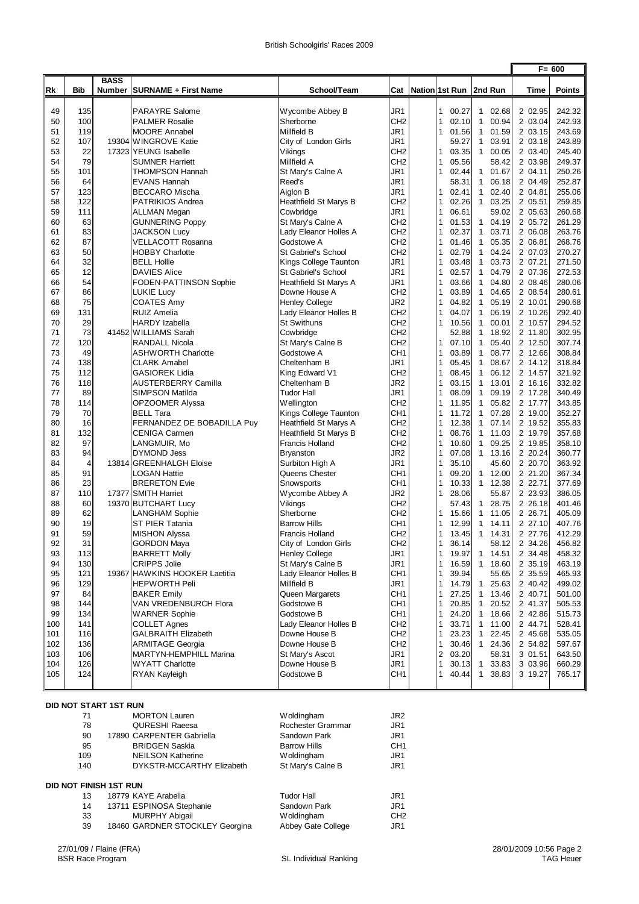British Schoolgirls' Races 2009

| Rk | Bib | BASS Number | SURNAME + First Name | School/Team | Cat | Nation | 1st Run | 2nd Run | Time | Points |
|---|---|---|---|---|---|---|---|---|---|---|
| | | | | | | | | | | F= 600 |
| 49 | 135 | | PARAYRE Salome | Wycombe Abbey B | JR1 | | 1 00.27 | 1 02.68 | 2 02.95 | 242.32 |
| 50 | 100 | | PALMER Rosalie | Sherborne | CH2 | | 1 02.10 | 1 00.94 | 2 03.04 | 242.93 |
| 51 | 119 | | MOORE Annabel | Millfield B | JR1 | | 1 01.56 | 1 01.59 | 2 03.15 | 243.69 |
| 52 | 107 | 19304 | WINGROVE Katie | City of London Girls | JR1 | | 59.27 | 1 03.91 | 2 03.18 | 243.89 |
| 53 | 22 | 17323 | YEUNG Isabelle | Vikings | CH2 | | 1 03.35 | 1 00.05 | 2 03.40 | 245.40 |
| 54 | 79 | | SUMNER Harriett | Millfield A | CH2 | | 1 05.56 | 58.42 | 2 03.98 | 249.37 |
| 55 | 101 | | THOMPSON Hannah | St Mary's Calne A | JR1 | | 1 02.44 | 1 01.67 | 2 04.11 | 250.26 |
| 56 | 64 | | EVANS Hannah | Reed's | JR1 | | 58.31 | 1 06.18 | 2 04.49 | 252.87 |
| 57 | 123 | | BECCARO Mischa | Aiglon B | JR1 | | 1 02.41 | 1 02.40 | 2 04.81 | 255.06 |
| 58 | 122 | | PATRIKIOS Andrea | Heathfield St Marys B | CH2 | | 1 02.26 | 1 03.25 | 2 05.51 | 259.85 |
| 59 | 111 | | ALLMAN Megan | Cowbridge | JR1 | | 1 06.61 | 59.02 | 2 05.63 | 260.68 |
| 60 | 63 | | GUNNERING Poppy | St Mary's Calne A | CH2 | | 1 01.53 | 1 04.19 | 2 05.72 | 261.29 |
| 61 | 83 | | JACKSON Lucy | Lady Eleanor Holles A | CH2 | | 1 02.37 | 1 03.71 | 2 06.08 | 263.76 |
| 62 | 87 | | VELLACOTT Rosanna | Godstowe A | CH2 | | 1 01.46 | 1 05.35 | 2 06.81 | 268.76 |
| 63 | 50 | | HOBBY Charlotte | St Gabriel's School | CH2 | | 1 02.79 | 1 04.24 | 2 07.03 | 270.27 |
| 64 | 32 | | BELL Hollie | Kings College Taunton | JR1 | | 1 03.48 | 1 03.73 | 2 07.21 | 271.50 |
| 65 | 12 | | DAVIES Alice | St Gabriel's School | JR1 | | 1 02.57 | 1 04.79 | 2 07.36 | 272.53 |
| 66 | 54 | | FODEN-PATTINSON Sophie | Heathfield St Marys A | JR1 | | 1 03.66 | 1 04.80 | 2 08.46 | 280.06 |
| 67 | 86 | | LUKIE Lucy | Downe House A | CH2 | | 1 03.89 | 1 04.65 | 2 08.54 | 280.61 |
| 68 | 75 | | COATES Amy | Henley College | JR2 | | 1 04.82 | 1 05.19 | 2 10.01 | 290.68 |
| 69 | 131 | | RUIZ Amelia | Lady Eleanor Holles B | CH2 | | 1 04.07 | 1 06.19 | 2 10.26 | 292.40 |
| 70 | 29 | | HARDY Izabella | St Swithuns | CH2 | | 1 10.56 | 1 00.01 | 2 10.57 | 294.52 |
| 71 | 73 | 41452 | WILLIAMS Sarah | Cowbridge | CH2 | | 52.88 | 1 18.92 | 2 11.80 | 302.95 |
| 72 | 120 | | RANDALL Nicola | St Mary's Calne B | CH2 | | 1 07.10 | 1 05.40 | 2 12.50 | 307.74 |
| 73 | 49 | | ASHWORTH Charlotte | Godstowe A | CH1 | | 1 03.89 | 1 08.77 | 2 12.66 | 308.84 |
| 74 | 138 | | CLARK Amabel | Cheltenham B | JR1 | | 1 05.45 | 1 08.67 | 2 14.12 | 318.84 |
| 75 | 112 | | GASIOREK Lidia | King Edward V1 | CH2 | | 1 08.45 | 1 06.12 | 2 14.57 | 321.92 |
| 76 | 118 | | AUSTERBERRY Camilla | Cheltenham B | JR2 | | 1 03.15 | 1 13.01 | 2 16.16 | 332.82 |
| 77 | 89 | | SIMPSON Matilda | Tudor Hall | JR1 | | 1 08.09 | 1 09.19 | 2 17.28 | 340.49 |
| 78 | 114 | | OPZOOMER Alyssa | Wellington | CH2 | | 1 11.95 | 1 05.82 | 2 17.77 | 343.85 |
| 79 | 70 | | BELL Tara | Kings College Taunton | CH1 | | 1 11.72 | 1 07.28 | 2 19.00 | 352.27 |
| 80 | 16 | | FERNANDEZ DE BOBADILLA Puy | Heathfield St Marys A | CH2 | | 1 12.38 | 1 07.14 | 2 19.52 | 355.83 |
| 81 | 132 | | CENIGA Carmen | Heathfield St Marys B | CH2 | | 1 08.76 | 1 11.03 | 2 19.79 | 357.68 |
| 82 | 97 | | LANGMUIR, Mo | Francis Holland | CH2 | | 1 10.60 | 1 09.25 | 2 19.85 | 358.10 |
| 83 | 94 | | DYMOND Jess | Bryanston | JR2 | | 1 07.08 | 1 13.16 | 2 20.24 | 360.77 |
| 84 | 4 | 13814 | GREENHALGH Eloise | Surbiton High A | JR1 | | 1 35.10 | 45.60 | 2 20.70 | 363.92 |
| 85 | 91 | | LOGAN Hattie | Queens Chester | CH1 | | 1 09.20 | 1 12.00 | 2 21.20 | 367.34 |
| 86 | 23 | | BRERETON Evie | Snowsports | CH1 | | 1 10.33 | 1 12.38 | 2 22.71 | 377.69 |
| 87 | 110 | 17377 | SMITH Harriet | Wycombe Abbey A | JR2 | | 1 28.06 | 55.87 | 2 23.93 | 386.05 |
| 88 | 60 | 19370 | BUTCHART Lucy | Vikings | CH2 | | 57.43 | 1 28.75 | 2 26.18 | 401.46 |
| 89 | 62 | | LANGHAM Sophie | Sherborne | CH2 | | 1 15.66 | 1 11.05 | 2 26.71 | 405.09 |
| 90 | 19 | | ST PIER Tatania | Barrow Hills | CH1 | | 1 12.99 | 1 14.11 | 2 27.10 | 407.76 |
| 91 | 59 | | MISHON Alyssa | Francis Holland | CH2 | | 1 13.45 | 1 14.31 | 2 27.76 | 412.29 |
| 92 | 31 | | GORDON Maya | City of London Girls | CH2 | | 1 36.14 | 58.12 | 2 34.26 | 456.82 |
| 93 | 113 | | BARRETT Molly | Henley College | JR1 | | 1 19.97 | 1 14.51 | 2 34.48 | 458.32 |
| 94 | 130 | | CRIPPS Jolie | St Mary's Calne B | JR1 | | 1 16.59 | 1 18.60 | 2 35.19 | 463.19 |
| 95 | 121 | 19367 | HAWKINS HOOKER Laetitia | Lady Eleanor Holles B | CH1 | | 1 39.94 | 55.65 | 2 35.59 | 465.93 |
| 96 | 129 | | HEPWORTH Peli | Millfield B | JR1 | | 1 14.79 | 1 25.63 | 2 40.42 | 499.02 |
| 97 | 84 | | BAKER Emily | Queen Margarets | CH1 | | 1 27.25 | 1 13.46 | 2 40.71 | 501.00 |
| 98 | 144 | | VAN VREDENBURCH Flora | Godstowe B | CH1 | | 1 20.85 | 1 20.52 | 2 41.37 | 505.53 |
| 99 | 134 | | WARNER Sophie | Godstowe B | CH1 | | 1 24.20 | 1 18.66 | 2 42.86 | 515.73 |
| 100 | 141 | | COLLET Agnes | Lady Eleanor Holles B | CH2 | | 1 33.71 | 1 11.00 | 2 44.71 | 528.41 |
| 101 | 116 | | GALBRAITH Elizabeth | Downe House B | CH2 | | 1 23.23 | 1 22.45 | 2 45.68 | 535.05 |
| 102 | 136 | | ARMITAGE Georgia | Downe House B | CH2 | | 1 30.46 | 1 24.36 | 2 54.82 | 597.67 |
| 103 | 106 | | MARTYN-HEMPHILL Marina | St Mary's Ascot | JR1 | | 2 03.20 | 58.31 | 3 01.51 | 643.50 |
| 104 | 126 | | WYATT Charlotte | Downe House B | JR1 | | 1 30.13 | 1 33.83 | 3 03.96 | 660.29 |
| 105 | 124 | | RYAN Kayleigh | Godstowe B | CH1 | | 1 40.44 | 1 38.83 | 3 19.27 | 765.17 |

**DID NOT START 1ST RUN**

| Bib | BASS Number | SURNAME + First Name | School/Team | Cat |
|---|---|---|---|---|
| 71 | | MORTON Lauren | Woldingham | JR2 |
| 78 | | QURESHI Raeesa | Rochester Grammar | JR1 |
| 90 | 17890 | CARPENTER Gabriella | Sandown Park | JR1 |
| 95 | | BRIDGEN Saskia | Barrow Hills | CH1 |
| 109 | | NEILSON Katherine | Woldingham | JR1 |
| 140 | | DYKSTR-MCCARTHY Elizabeth | St Mary's Calne B | JR1 |

**DID NOT FINISH 1ST RUN**

| Bib | BASS Number | SURNAME + First Name | School/Team | Cat |
|---|---|---|---|---|
| 13 | 18779 | KAYE Arabella | Tudor Hall | JR1 |
| 14 | 13711 | ESPINOSA Stephanie | Sandown Park | JR1 |
| 33 | | MURPHY Abigail | Woldingham | CH2 |
| 39 | 18460 | GARDNER STOCKLEY Georgina | Abbey Gate College | JR1 |

27/01/09 / Flaine (FRA)
BSR Race Program

SL Individual Ranking

28/01/2009 10:56
TAG Heuer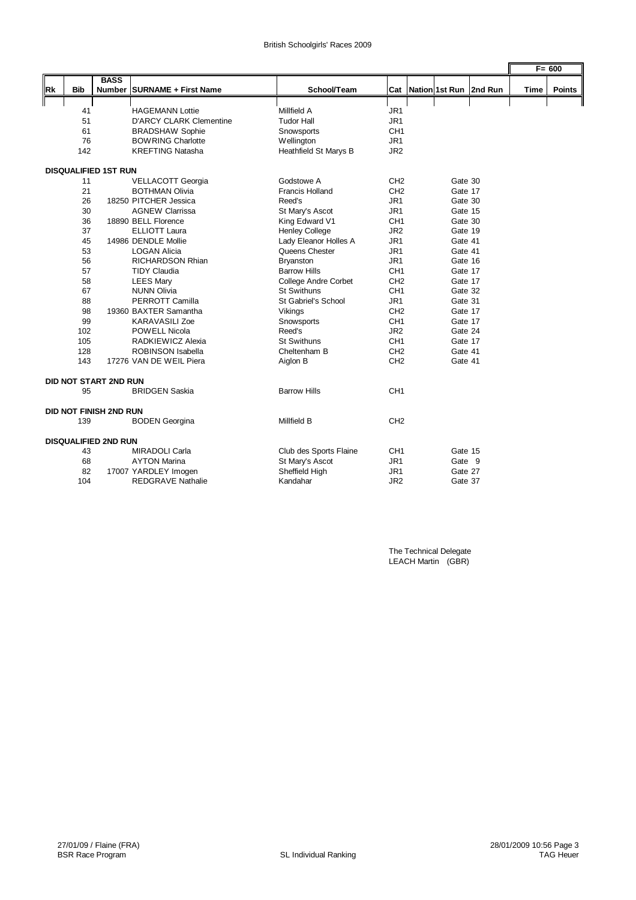British Schoolgirls' Races 2009

| Rk | Bib | BASS Number | SURNAME + First Name | School/Team | Cat | Nation | 1st Run | 2nd Run | Time | Points (F= 600) |
|---|---|---|---|---|---|---|---|---|---|---|
| | 41 | | HAGEMANN Lottie | Millfield A | JR1 | | | | | |
| | 51 | | D'ARCY CLARK Clementine | Tudor Hall | JR1 | | | | | |
| | 61 | | BRADSHAW Sophie | Snowsports | CH1 | | | | | |
| | 76 | | BOWRING Charlotte | Wellington | JR1 | | | | | |
| | 142 | | KREFTING Natasha | Heathfield St Marys B | JR2 | | | | | |
| **DISQUALIFIED 1ST RUN** | | | | | | | | | | |
| | 11 | | VELLACOTT Georgia | Godstowe A | CH2 | | Gate 30 | | | |
| | 21 | | BOTHMAN Olivia | Francis Holland | CH2 | | Gate 17 | | | |
| | 26 | 18250 | PITCHER Jessica | Reed's | JR1 | | Gate 30 | | | |
| | 30 | | AGNEW Clarrissa | St Mary's Ascot | JR1 | | Gate 15 | | | |
| | 36 | 18890 | BELL Florence | King Edward V1 | CH1 | | Gate 30 | | | |
| | 37 | | ELLIOTT Laura | Henley College | JR2 | | Gate 19 | | | |
| | 45 | 14986 | DENDLE Mollie | Lady Eleanor Holles A | JR1 | | Gate 41 | | | |
| | 53 | | LOGAN Alicia | Queens Chester | JR1 | | Gate 41 | | | |
| | 56 | | RICHARDSON Rhian | Bryanston | JR1 | | Gate 16 | | | |
| | 57 | | TIDY Claudia | Barrow Hills | CH1 | | Gate 17 | | | |
| | 58 | | LEES Mary | College Andre Corbet | CH2 | | Gate 17 | | | |
| | 67 | | NUNN Olivia | St Swithuns | CH1 | | Gate 32 | | | |
| | 88 | | PERROTT Camilla | St Gabriel's School | JR1 | | Gate 31 | | | |
| | 98 | 19360 | BAXTER Samantha | Vikings | CH2 | | Gate 17 | | | |
| | 99 | | KARAVASILI Zoe | Snowsports | CH1 | | Gate 17 | | | |
| | 102 | | POWELL Nicola | Reed's | JR2 | | Gate 24 | | | |
| | 105 | | RADKIEWICZ Alexia | St Swithuns | CH1 | | Gate 17 | | | |
| | 128 | | ROBINSON Isabella | Cheltenham B | CH2 | | Gate 41 | | | |
| | 143 | 17276 | VAN DE WEIL Piera | Aiglon B | CH2 | | Gate 41 | | | |
| **DID NOT START 2ND RUN** | | | | | | | | | | |
| | 95 | | BRIDGEN Saskia | Barrow Hills | CH1 | | | | | |
| **DID NOT FINISH 2ND RUN** | | | | | | | | | | |
| | 139 | | BODEN Georgina | Millfield B | CH2 | | | | | |
| **DISQUALIFIED 2ND RUN** | | | | | | | | | | |
| | 43 | | MIRADOLI Carla | Club des Sports Flaine | CH1 | | Gate 15 | | | |
| | 68 | | AYTON Marina | St Mary's Ascot | JR1 | | Gate 9 | | | |
| | 82 | 17007 | YARDLEY Imogen | Sheffield High | JR1 | | Gate 27 | | | |
| | 104 | | REDGRAVE Nathalie | Kandahar | JR2 | | Gate 37 | | | |

The Technical Delegate
LEACH Martin (GBR)

27/01/09 / Flaine (FRA)
BSR Race Program

SL Individual Ranking

28/01/2009 10:56
TAG Heuer